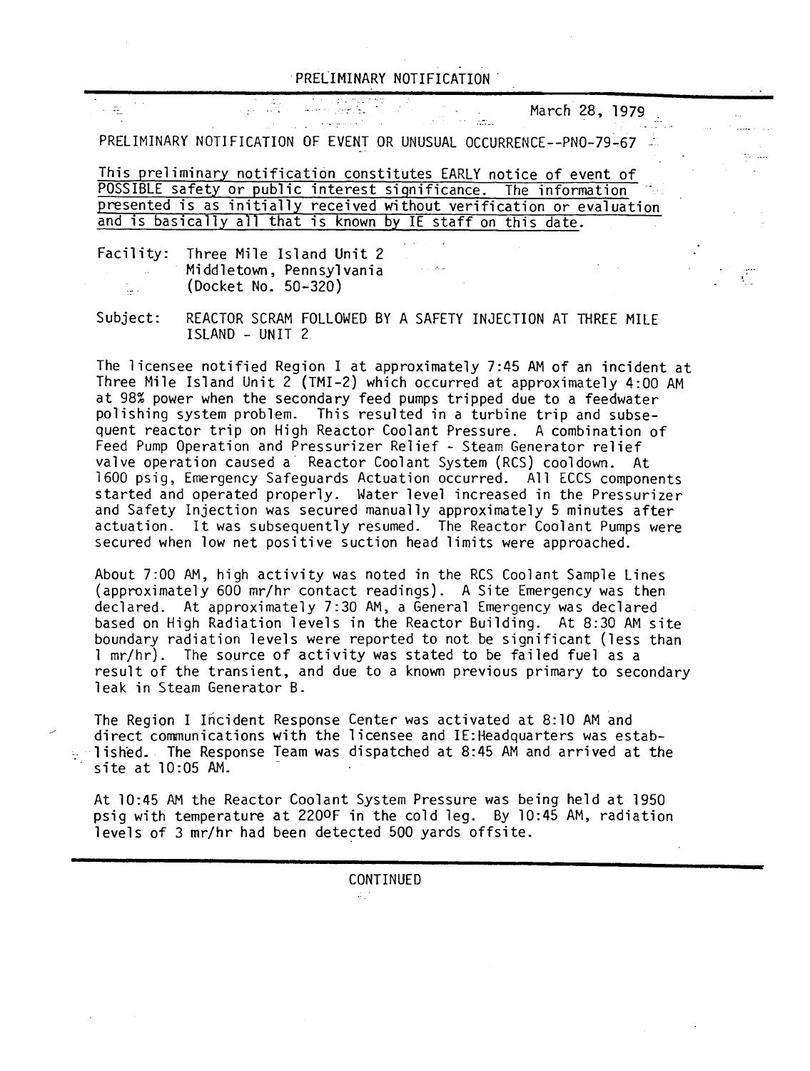# PRELIMINARY NOTIFICATION

March 28, 1979

PRELIMINARY NOTIFICATION OF EVENT OR UNUSUAL OCCURRENCE--PNO-79-67

This preliminary notification constitutes EARLY notice of event of POSSIBLE safety or public interest significance. The information presented is as initially received without verification or evaluation and is basically all that is known by IE staff on this date.

Facility: Three Mile Island Unit 2
Middletown, Pennsylvania
(Docket No. 50-320)

Subject: REACTOR SCRAM FOLLOWED BY A SAFETY INJECTION AT THREE MILE ISLAND - UNIT 2

The licensee notified Region I at approximately 7:45 AM of an incident at Three Mile Island Unit 2 (TMI-2) which occurred at approximately 4:00 AM at 98% power when the secondary feed pumps tripped due to a feedwater polishing system problem. This resulted in a turbine trip and subsequent reactor trip on High Reactor Coolant Pressure. A combination of Feed Pump Operation and Pressurizer Relief - Steam Generator relief valve operation caused a Reactor Coolant System (RCS) cooldown. At 1600 psig, Emergency Safeguards Actuation occurred. All ECCS components started and operated properly. Water level increased in the Pressurizer and Safety Injection was secured manually approximately 5 minutes after actuation. It was subsequently resumed. The Reactor Coolant Pumps were secured when low net positive suction head limits were approached.

About 7:00 AM, high activity was noted in the RCS Coolant Sample Lines (approximately 600 mr/hr contact readings). A Site Emergency was then declared. At approximately 7:30 AM, a General Emergency was declared based on High Radiation levels in the Reactor Building. At 8:30 AM site boundary radiation levels were reported to not be significant (less than 1 mr/hr). The source of activity was stated to be failed fuel as a result of the transient, and due to a known previous primary to secondary leak in Steam Generator B.

The Region I Incident Response Center was activated at 8:10 AM and direct communications with the licensee and IE:Headquarters was established. The Response Team was dispatched at 8:45 AM and arrived at the site at 10:05 AM.

At 10:45 AM the Reactor Coolant System Pressure was being held at 1950 psig with temperature at 220°F in the cold leg. By 10:45 AM, radiation levels of 3 mr/hr had been detected 500 yards offsite.

CONTINUED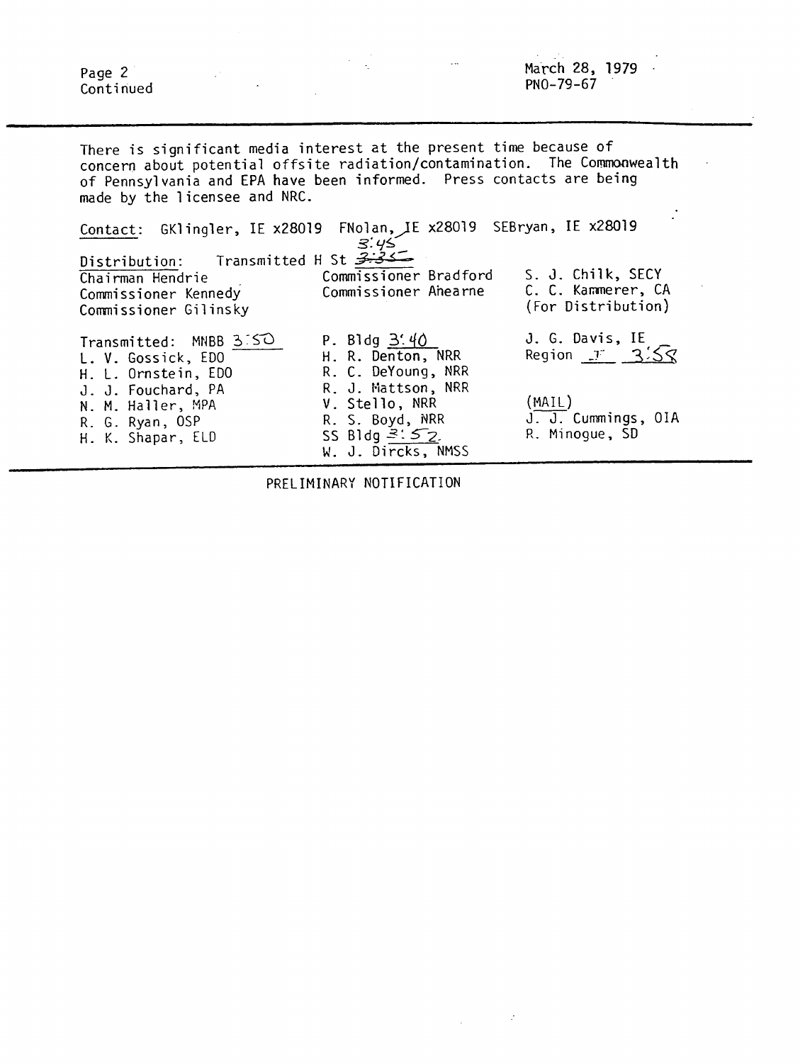Page 2
Continued

March 28, 1979
PNO-79-67

---

There is significant media interest at the present time because of concern about potential offsite radiation/contamination. The Commonwealth of Pennsylvania and EPA have been informed. Press contacts are being made by the licensee and NRC.

Contact: GKlingler, IE x28019 FNolan, IE x28019 SEBryan, IE x28019

Distribution: Transmitted H St ~~3:35~~ 3:45

| | | |
|---|---|---|
| Chairman Hendrie | Commissioner Bradford | S. J. Chilk, SECY |
| Commissioner Kennedy | Commissioner Ahearne | C. C. Kammerer, CA |
| Commissioner Gilinsky | | (For Distribution) |
| | | |
| Transmitted: MNBB 3:50 | P. Bldg 3:40 | J. G. Davis, IE |
| L. V. Gossick, EDO | H. R. Denton, NRR | Region I 3:58 |
| H. L. Ornstein, EDO | R. C. DeYoung, NRR | |
| J. J. Fouchard, PA | R. J. Mattson, NRR | |
| N. M. Haller, MPA | V. Stello, NRR | (MAIL) |
| R. G. Ryan, OSP | R. S. Boyd, NRR | J. J. Cummings, OIA |
| H. K. Shapar, ELD | SS Bldg 3:52 | R. Minogue, SD |
| | W. J. Dircks, NMSS | |

---

PRELIMINARY NOTIFICATION